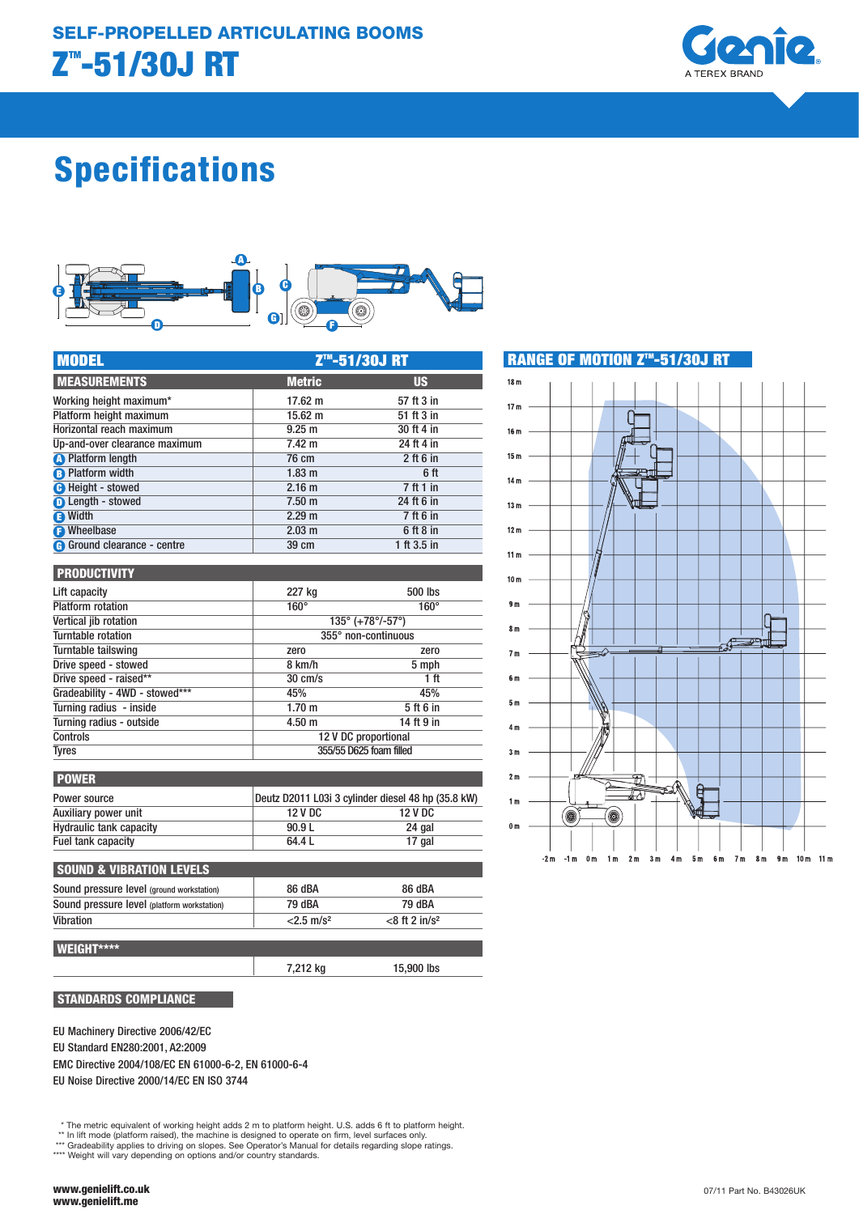# SELF-PROPELLED ARTICULATING BOOMS

# Z™-51/30J RT

Genie – A TEREX BRAND

## Specifications

| MODEL | Z™-51/30J RT | |
|---|---|---|
| **MEASUREMENTS** | **Metric** | **US** |
| Working height maximum* | 17.62 m | 57 ft 3 in |
| Platform height maximum | 15.62 m | 51 ft 3 in |
| Horizontal reach maximum | 9.25 m | 30 ft 4 in |
| Up-and-over clearance maximum | 7.42 m | 24 ft 4 in |
| A Platform length | 76 cm | 2 ft 6 in |
| B Platform width | 1.83 m | 6 ft |
| C Height - stowed | 2.16 m | 7 ft 1 in |
| D Length - stowed | 7.50 m | 24 ft 6 in |
| E Width | 2.29 m | 7 ft 6 in |
| F Wheelbase | 2.03 m | 6 ft 8 in |
| G Ground clearance - centre | 39 cm | 1 ft 3.5 in |

| PRODUCTIVITY | | |
|---|---|---|
| Lift capacity | 227 kg | 500 lbs |
| Platform rotation | 160° | 160° |
| Vertical jib rotation | 135° (+78°/-57°) | |
| Turntable rotation | 355° non-continuous | |
| Turntable tailswing | zero | zero |
| Drive speed - stowed | 8 km/h | 5 mph |
| Drive speed - raised** | 30 cm/s | 1 ft |
| Gradeability - 4WD - stowed*** | 45% | 45% |
| Turning radius - inside | 1.70 m | 5 ft 6 in |
| Turning radius - outside | 4.50 m | 14 ft 9 in |
| Controls | 12 V DC proportional | |
| Tyres | 355/55 D625 foam filled | |

| POWER | | |
|---|---|---|
| Power source | Deutz D2011 L03i 3 cylinder diesel 48 hp (35.8 kW) | |
| Auxiliary power unit | 12 V DC | 12 V DC |
| Hydraulic tank capacity | 90.9 L | 24 gal |
| Fuel tank capacity | 64.4 L | 17 gal |

| SOUND & VIBRATION LEVELS | | |
|---|---|---|
| Sound pressure level (ground workstation) | 86 dBA | 86 dBA |
| Sound pressure level (platform workstation) | 79 dBA | 79 dBA |
| Vibration | <2.5 m/s² | <8 ft 2 in/s² |

| WEIGHT**** | | |
|---|---|---|
| | 7,212 kg | 15,900 lbs |

### STANDARDS COMPLIANCE

EU Machinery Directive 2006/42/EC

EU Standard EN280:2001, A2:2009

EMC Directive 2004/108/EC EN 61000-6-2, EN 61000-6-4

EU Noise Directive 2000/14/EC EN ISO 3744

### RANGE OF MOTION Z™-51/30J RT

\* The metric equivalent of working height adds 2 m to platform height. U.S. adds 6 ft to platform height.
\** In lift mode (platform raised), the machine is designed to operate on firm, level surfaces only.
\*** Gradeability applies to driving on slopes. See Operator's Manual for details regarding slope ratings.
\**** Weight will vary depending on options and/or country standards.

www.genielift.co.uk
www.genielift.me

07/11 Part No. B43026UK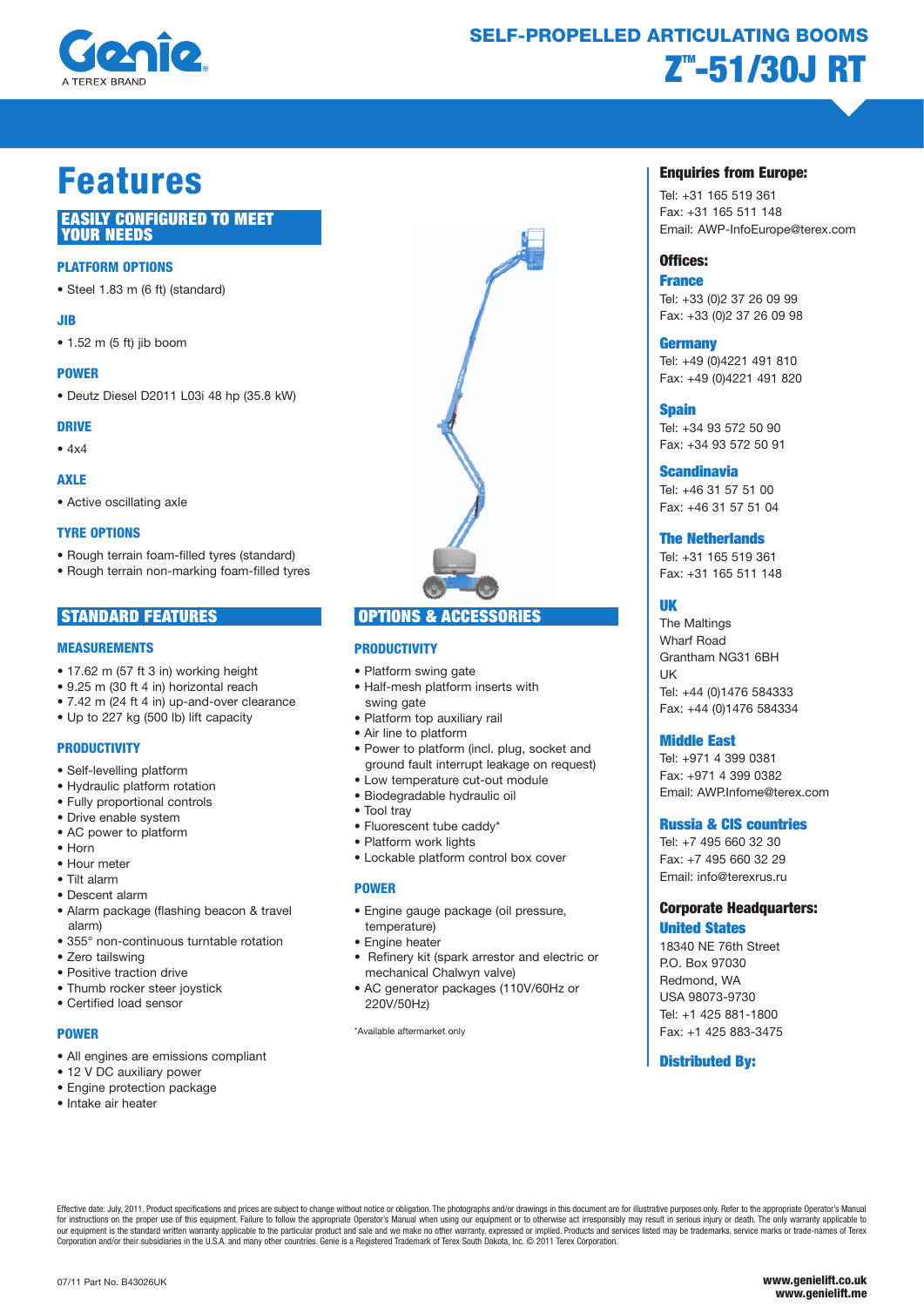# SELF-PROPELLED ARTICULATING BOOMS

# Z™-51/30J RT

# Features

## EASILY CONFIGURED TO MEET YOUR NEEDS

### PLATFORM OPTIONS

- Steel 1.83 m (6 ft) (standard)

### JIB

- 1.52 m (5 ft) jib boom

### POWER

- Deutz Diesel D2011 L03i 48 hp (35.8 kW)

### DRIVE

- 4x4

### AXLE

- Active oscillating axle

### TYRE OPTIONS

- Rough terrain foam-filled tyres (standard)
- Rough terrain non-marking foam-filled tyres

## STANDARD FEATURES

### MEASUREMENTS

- 17.62 m (57 ft 3 in) working height
- 9.25 m (30 ft 4 in) horizontal reach
- 7.42 m (24 ft 4 in) up-and-over clearance
- Up to 227 kg (500 lb) lift capacity

### PRODUCTIVITY

- Self-levelling platform
- Hydraulic platform rotation
- Fully proportional controls
- Drive enable system
- AC power to platform
- Horn
- Hour meter
- Tilt alarm
- Descent alarm
- Alarm package (flashing beacon & travel alarm)
- 355° non-continuous turntable rotation
- Zero tailswing
- Positive traction drive
- Thumb rocker steer joystick
- Certified load sensor

### POWER

- All engines are emissions compliant
- 12 V DC auxiliary power
- Engine protection package
- Intake air heater

## OPTIONS & ACCESSORIES

### PRODUCTIVITY

- Platform swing gate
- Half-mesh platform inserts with swing gate
- Platform top auxiliary rail
- Air line to platform
- Power to platform (incl. plug, socket and ground fault interrupt leakage on request)
- Low temperature cut-out module
- Biodegradable hydraulic oil
- Tool tray
- Fluorescent tube caddy*
- Platform work lights
- Lockable platform control box cover

### POWER

- Engine gauge package (oil pressure, temperature)
- Engine heater
- Refinery kit (spark arrestor and electric or mechanical Chalwyn valve)
- AC generator packages (110V/60Hz or 220V/50Hz)

*Available aftermarket only

## Enquiries from Europe:

Tel: +31 165 519 361
Fax: +31 165 511 148
Email: AWP-InfoEurope@terex.com

## Offices:

### France

Tel: +33 (0)2 37 26 09 99
Fax: +33 (0)2 37 26 09 98

### Germany

Tel: +49 (0)4221 491 810
Fax: +49 (0)4221 491 820

### Spain

Tel: +34 93 572 50 90
Fax: +34 93 572 50 91

### Scandinavia

Tel: +46 31 57 51 00
Fax: +46 31 57 51 04

### The Netherlands

Tel: +31 165 519 361
Fax: +31 165 511 148

### UK

The Maltings
Wharf Road
Grantham NG31 6BH
UK
Tel: +44 (0)1476 584333
Fax: +44 (0)1476 584334

### Middle East

Tel: +971 4 399 0381
Fax: +971 4 399 0382
Email: AWP.Infome@terex.com

### Russia & CIS countries

Tel: +7 495 660 32 30
Fax: +7 495 660 32 29
Email: info@terexrus.ru

## Corporate Headquarters:

### United States

18340 NE 76th Street
P.O. Box 97030
Redmond, WA
USA 98073-9730
Tel: +1 425 881-1800
Fax: +1 425 883-3475

### Distributed By:

Effective date: July, 2011. Product specifications and prices are subject to change without notice or obligation. The photographs and/or drawings in this document are for illustrative purposes only. Refer to the appropriate Operator's Manual for instructions on the proper use of this equipment. Failure to follow the appropriate Operator's Manual when using our equipment or to otherwise act irresponsibly may result in serious injury or death. The only warranty applicable to our equipment is the standard written warranty applicable to the particular product and sale and we make no other warranty, expressed or implied. Products and services listed may be trademarks, service marks or trade-names of Terex Corporation and/or their subsidiaries in the U.S.A. and many other countries. Genie is a Registered Trademark of Terex South Dakota, Inc. © 2011 Terex Corporation.

07/11 Part No. B43026UK

www.genielift.co.uk
www.genielift.me